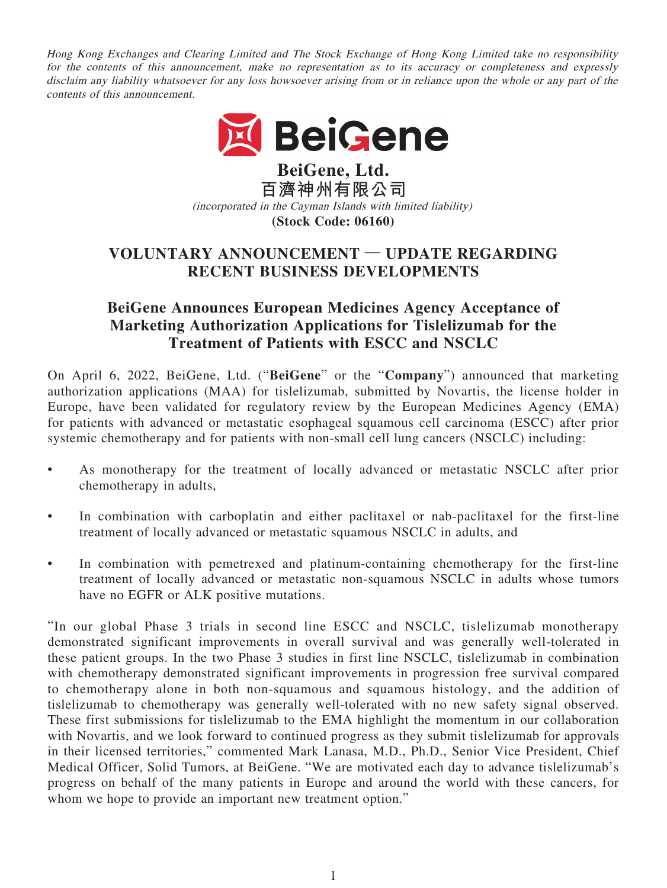*Hong Kong Exchanges and Clearing Limited and The Stock Exchange of Hong Kong Limited take no responsibility for the contents of this announcement, make no representation as to its accuracy or completeness and expressly disclaim any liability whatsoever for any loss howsoever arising from or in reliance upon the whole or any part of the contents of this announcement.*

BeiGene

# BeiGene, Ltd.
# 百濟神州有限公司

*(incorporated in the Cayman Islands with limited liability)*

**(Stock Code: 06160)**

## VOLUNTARY ANNOUNCEMENT — UPDATE REGARDING RECENT BUSINESS DEVELOPMENTS

## BeiGene Announces European Medicines Agency Acceptance of Marketing Authorization Applications for Tislelizumab for the Treatment of Patients with ESCC and NSCLC

On April 6, 2022, BeiGene, Ltd. ("**BeiGene**" or the "**Company**") announced that marketing authorization applications (MAA) for tislelizumab, submitted by Novartis, the license holder in Europe, have been validated for regulatory review by the European Medicines Agency (EMA) for patients with advanced or metastatic esophageal squamous cell carcinoma (ESCC) after prior systemic chemotherapy and for patients with non-small cell lung cancers (NSCLC) including:

- As monotherapy for the treatment of locally advanced or metastatic NSCLC after prior chemotherapy in adults,
- In combination with carboplatin and either paclitaxel or nab-paclitaxel for the first-line treatment of locally advanced or metastatic squamous NSCLC in adults, and
- In combination with pemetrexed and platinum-containing chemotherapy for the first-line treatment of locally advanced or metastatic non-squamous NSCLC in adults whose tumors have no EGFR or ALK positive mutations.

"In our global Phase 3 trials in second line ESCC and NSCLC, tislelizumab monotherapy demonstrated significant improvements in overall survival and was generally well-tolerated in these patient groups. In the two Phase 3 studies in first line NSCLC, tislelizumab in combination with chemotherapy demonstrated significant improvements in progression free survival compared to chemotherapy alone in both non-squamous and squamous histology, and the addition of tislelizumab to chemotherapy was generally well-tolerated with no new safety signal observed. These first submissions for tislelizumab to the EMA highlight the momentum in our collaboration with Novartis, and we look forward to continued progress as they submit tislelizumab for approvals in their licensed territories," commented Mark Lanasa, M.D., Ph.D., Senior Vice President, Chief Medical Officer, Solid Tumors, at BeiGene. "We are motivated each day to advance tislelizumab's progress on behalf of the many patients in Europe and around the world with these cancers, for whom we hope to provide an important new treatment option."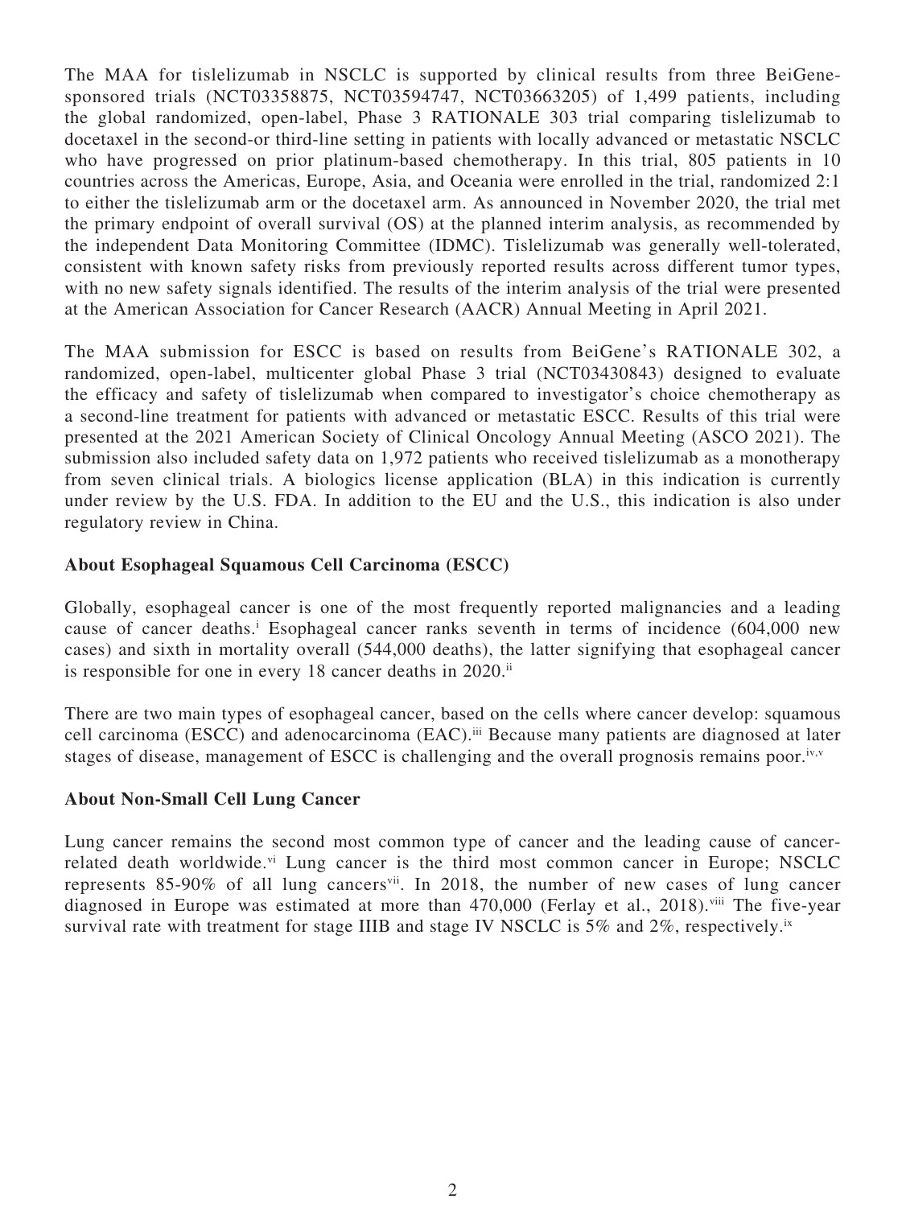The MAA for tislelizumab in NSCLC is supported by clinical results from three BeiGene-sponsored trials (NCT03358875, NCT03594747, NCT03663205) of 1,499 patients, including the global randomized, open-label, Phase 3 RATIONALE 303 trial comparing tislelizumab to docetaxel in the second-or third-line setting in patients with locally advanced or metastatic NSCLC who have progressed on prior platinum-based chemotherapy. In this trial, 805 patients in 10 countries across the Americas, Europe, Asia, and Oceania were enrolled in the trial, randomized 2:1 to either the tislelizumab arm or the docetaxel arm. As announced in November 2020, the trial met the primary endpoint of overall survival (OS) at the planned interim analysis, as recommended by the independent Data Monitoring Committee (IDMC). Tislelizumab was generally well-tolerated, consistent with known safety risks from previously reported results across different tumor types, with no new safety signals identified. The results of the interim analysis of the trial were presented at the American Association for Cancer Research (AACR) Annual Meeting in April 2021.

The MAA submission for ESCC is based on results from BeiGene's RATIONALE 302, a randomized, open-label, multicenter global Phase 3 trial (NCT03430843) designed to evaluate the efficacy and safety of tislelizumab when compared to investigator's choice chemotherapy as a second-line treatment for patients with advanced or metastatic ESCC. Results of this trial were presented at the 2021 American Society of Clinical Oncology Annual Meeting (ASCO 2021). The submission also included safety data on 1,972 patients who received tislelizumab as a monotherapy from seven clinical trials. A biologics license application (BLA) in this indication is currently under review by the U.S. FDA. In addition to the EU and the U.S., this indication is also under regulatory review in China.

**About Esophageal Squamous Cell Carcinoma (ESCC)**

Globally, esophageal cancer is one of the most frequently reported malignancies and a leading cause of cancer deaths.[i] Esophageal cancer ranks seventh in terms of incidence (604,000 new cases) and sixth in mortality overall (544,000 deaths), the latter signifying that esophageal cancer is responsible for one in every 18 cancer deaths in 2020.[ii]

There are two main types of esophageal cancer, based on the cells where cancer develop: squamous cell carcinoma (ESCC) and adenocarcinoma (EAC).[iii] Because many patients are diagnosed at later stages of disease, management of ESCC is challenging and the overall prognosis remains poor.[iv,v]

**About Non-Small Cell Lung Cancer**

Lung cancer remains the second most common type of cancer and the leading cause of cancer-related death worldwide.[vi] Lung cancer is the third most common cancer in Europe; NSCLC represents 85-90% of all lung cancers[vii]. In 2018, the number of new cases of lung cancer diagnosed in Europe was estimated at more than 470,000 (Ferlay et al., 2018).[viii] The five-year survival rate with treatment for stage IIIB and stage IV NSCLC is 5% and 2%, respectively.[ix]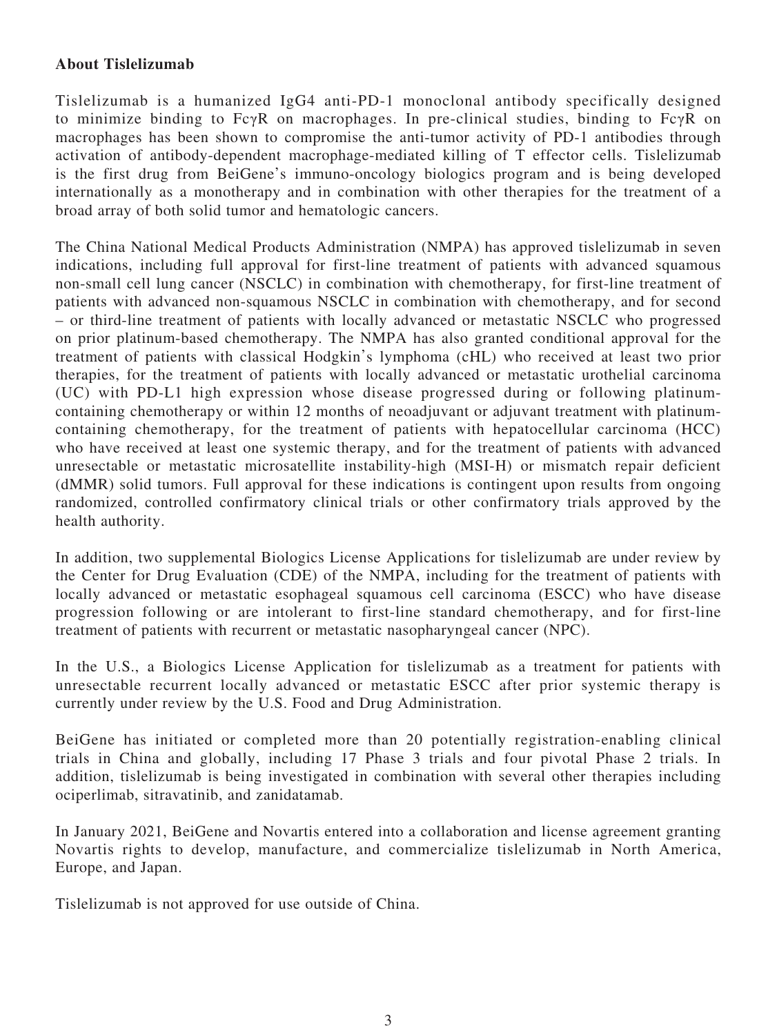**About Tislelizumab**

Tislelizumab is a humanized IgG4 anti-PD-1 monoclonal antibody specifically designed to minimize binding to FcγR on macrophages. In pre-clinical studies, binding to FcγR on macrophages has been shown to compromise the anti-tumor activity of PD-1 antibodies through activation of antibody-dependent macrophage-mediated killing of T effector cells. Tislelizumab is the first drug from BeiGene's immuno-oncology biologics program and is being developed internationally as a monotherapy and in combination with other therapies for the treatment of a broad array of both solid tumor and hematologic cancers.

The China National Medical Products Administration (NMPA) has approved tislelizumab in seven indications, including full approval for first-line treatment of patients with advanced squamous non-small cell lung cancer (NSCLC) in combination with chemotherapy, for first-line treatment of patients with advanced non-squamous NSCLC in combination with chemotherapy, and for second – or third-line treatment of patients with locally advanced or metastatic NSCLC who progressed on prior platinum-based chemotherapy. The NMPA has also granted conditional approval for the treatment of patients with classical Hodgkin's lymphoma (cHL) who received at least two prior therapies, for the treatment of patients with locally advanced or metastatic urothelial carcinoma (UC) with PD-L1 high expression whose disease progressed during or following platinum-containing chemotherapy or within 12 months of neoadjuvant or adjuvant treatment with platinum-containing chemotherapy, for the treatment of patients with hepatocellular carcinoma (HCC) who have received at least one systemic therapy, and for the treatment of patients with advanced unresectable or metastatic microsatellite instability-high (MSI-H) or mismatch repair deficient (dMMR) solid tumors. Full approval for these indications is contingent upon results from ongoing randomized, controlled confirmatory clinical trials or other confirmatory trials approved by the health authority.

In addition, two supplemental Biologics License Applications for tislelizumab are under review by the Center for Drug Evaluation (CDE) of the NMPA, including for the treatment of patients with locally advanced or metastatic esophageal squamous cell carcinoma (ESCC) who have disease progression following or are intolerant to first-line standard chemotherapy, and for first-line treatment of patients with recurrent or metastatic nasopharyngeal cancer (NPC).

In the U.S., a Biologics License Application for tislelizumab as a treatment for patients with unresectable recurrent locally advanced or metastatic ESCC after prior systemic therapy is currently under review by the U.S. Food and Drug Administration.

BeiGene has initiated or completed more than 20 potentially registration-enabling clinical trials in China and globally, including 17 Phase 3 trials and four pivotal Phase 2 trials. In addition, tislelizumab is being investigated in combination with several other therapies including ociperlimab, sitravatinib, and zanidatamab.

In January 2021, BeiGene and Novartis entered into a collaboration and license agreement granting Novartis rights to develop, manufacture, and commercialize tislelizumab in North America, Europe, and Japan.

Tislelizumab is not approved for use outside of China.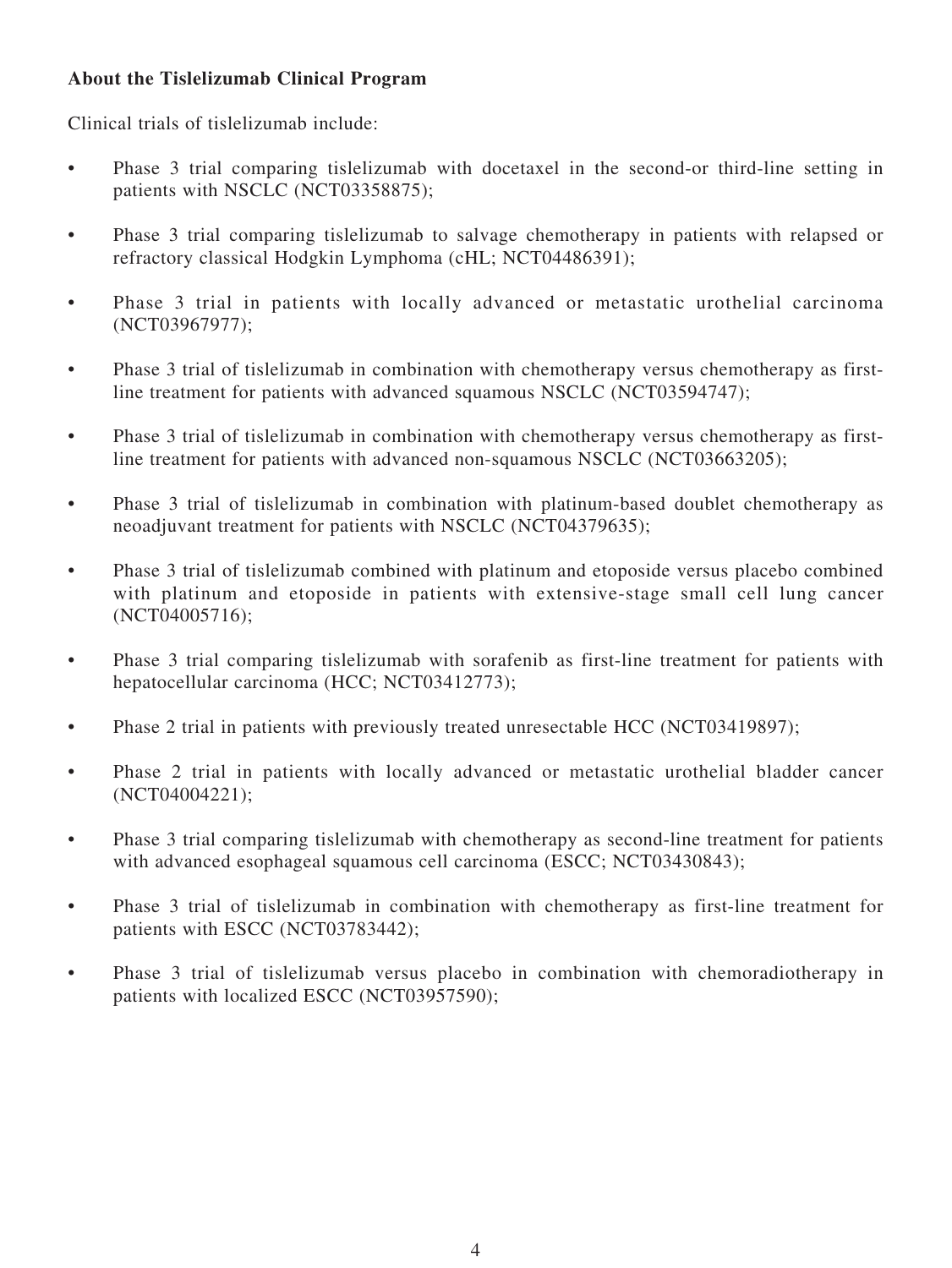**About the Tislelizumab Clinical Program**

Clinical trials of tislelizumab include:

- Phase 3 trial comparing tislelizumab with docetaxel in the second-or third-line setting in patients with NSCLC (NCT03358875);
- Phase 3 trial comparing tislelizumab to salvage chemotherapy in patients with relapsed or refractory classical Hodgkin Lymphoma (cHL; NCT04486391);
- Phase 3 trial in patients with locally advanced or metastatic urothelial carcinoma (NCT03967977);
- Phase 3 trial of tislelizumab in combination with chemotherapy versus chemotherapy as first-line treatment for patients with advanced squamous NSCLC (NCT03594747);
- Phase 3 trial of tislelizumab in combination with chemotherapy versus chemotherapy as first-line treatment for patients with advanced non-squamous NSCLC (NCT03663205);
- Phase 3 trial of tislelizumab in combination with platinum-based doublet chemotherapy as neoadjuvant treatment for patients with NSCLC (NCT04379635);
- Phase 3 trial of tislelizumab combined with platinum and etoposide versus placebo combined with platinum and etoposide in patients with extensive-stage small cell lung cancer (NCT04005716);
- Phase 3 trial comparing tislelizumab with sorafenib as first-line treatment for patients with hepatocellular carcinoma (HCC; NCT03412773);
- Phase 2 trial in patients with previously treated unresectable HCC (NCT03419897);
- Phase 2 trial in patients with locally advanced or metastatic urothelial bladder cancer (NCT04004221);
- Phase 3 trial comparing tislelizumab with chemotherapy as second-line treatment for patients with advanced esophageal squamous cell carcinoma (ESCC; NCT03430843);
- Phase 3 trial of tislelizumab in combination with chemotherapy as first-line treatment for patients with ESCC (NCT03783442);
- Phase 3 trial of tislelizumab versus placebo in combination with chemoradiotherapy in patients with localized ESCC (NCT03957590);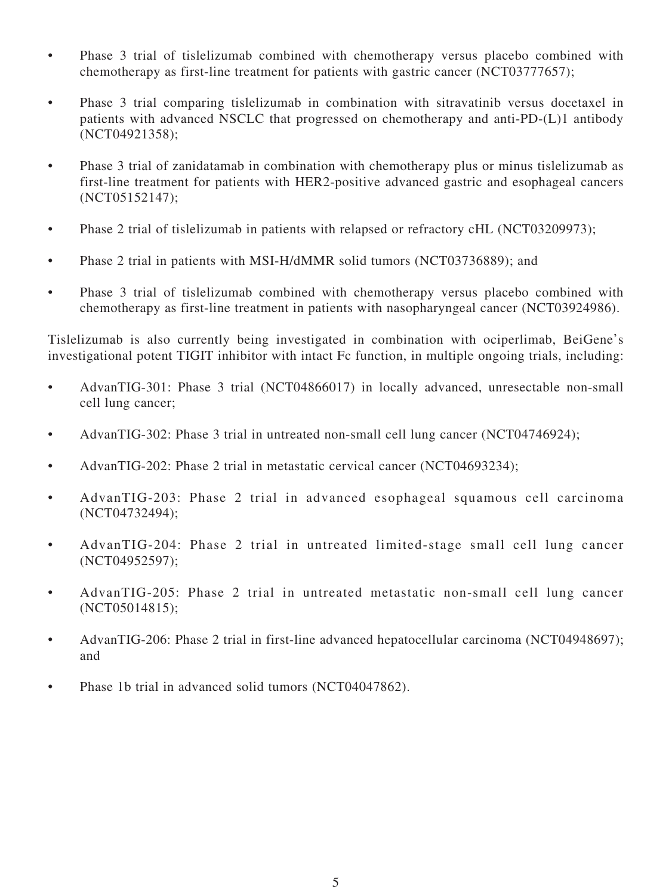- Phase 3 trial of tislelizumab combined with chemotherapy versus placebo combined with chemotherapy as first-line treatment for patients with gastric cancer (NCT03777657);

- Phase 3 trial comparing tislelizumab in combination with sitravatinib versus docetaxel in patients with advanced NSCLC that progressed on chemotherapy and anti-PD-(L)1 antibody (NCT04921358);

- Phase 3 trial of zanidatamab in combination with chemotherapy plus or minus tislelizumab as first-line treatment for patients with HER2-positive advanced gastric and esophageal cancers (NCT05152147);

- Phase 2 trial of tislelizumab in patients with relapsed or refractory cHL (NCT03209973);

- Phase 2 trial in patients with MSI-H/dMMR solid tumors (NCT03736889); and

- Phase 3 trial of tislelizumab combined with chemotherapy versus placebo combined with chemotherapy as first-line treatment in patients with nasopharyngeal cancer (NCT03924986).

Tislelizumab is also currently being investigated in combination with ociperlimab, BeiGene's investigational potent TIGIT inhibitor with intact Fc function, in multiple ongoing trials, including:

- AdvanTIG-301: Phase 3 trial (NCT04866017) in locally advanced, unresectable non-small cell lung cancer;

- AdvanTIG-302: Phase 3 trial in untreated non-small cell lung cancer (NCT04746924);

- AdvanTIG-202: Phase 2 trial in metastatic cervical cancer (NCT04693234);

- AdvanTIG-203: Phase 2 trial in advanced esophageal squamous cell carcinoma (NCT04732494);

- AdvanTIG-204: Phase 2 trial in untreated limited-stage small cell lung cancer (NCT04952597);

- AdvanTIG-205: Phase 2 trial in untreated metastatic non-small cell lung cancer (NCT05014815);

- AdvanTIG-206: Phase 2 trial in first-line advanced hepatocellular carcinoma (NCT04948697); and

- Phase 1b trial in advanced solid tumors (NCT04047862).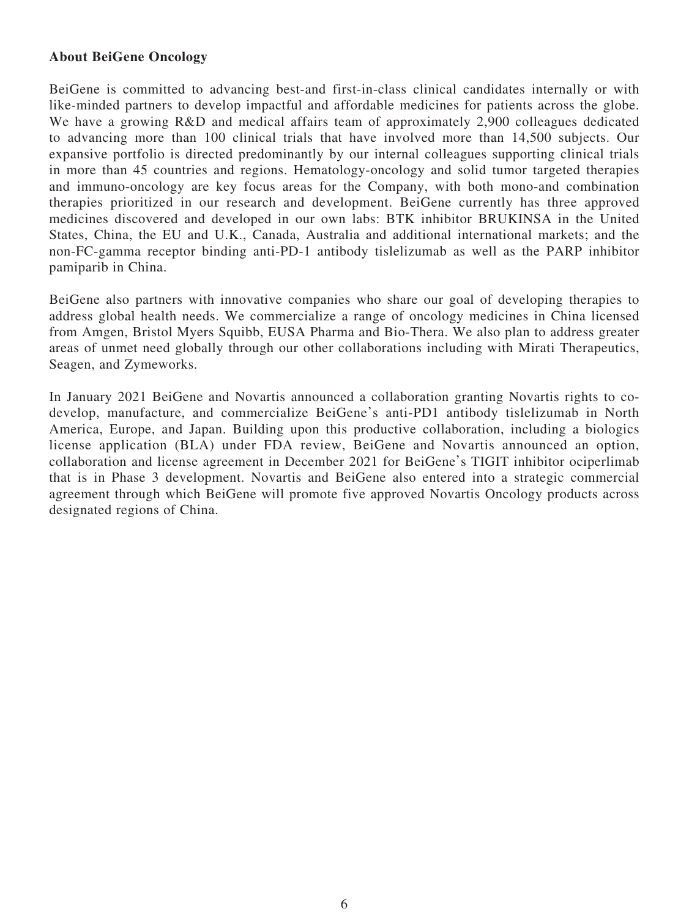**About BeiGene Oncology**

BeiGene is committed to advancing best-and first-in-class clinical candidates internally or with like-minded partners to develop impactful and affordable medicines for patients across the globe. We have a growing R&D and medical affairs team of approximately 2,900 colleagues dedicated to advancing more than 100 clinical trials that have involved more than 14,500 subjects. Our expansive portfolio is directed predominantly by our internal colleagues supporting clinical trials in more than 45 countries and regions. Hematology-oncology and solid tumor targeted therapies and immuno-oncology are key focus areas for the Company, with both mono-and combination therapies prioritized in our research and development. BeiGene currently has three approved medicines discovered and developed in our own labs: BTK inhibitor BRUKINSA in the United States, China, the EU and U.K., Canada, Australia and additional international markets; and the non-FC-gamma receptor binding anti-PD-1 antibody tislelizumab as well as the PARP inhibitor pamiparib in China.

BeiGene also partners with innovative companies who share our goal of developing therapies to address global health needs. We commercialize a range of oncology medicines in China licensed from Amgen, Bristol Myers Squibb, EUSA Pharma and Bio-Thera. We also plan to address greater areas of unmet need globally through our other collaborations including with Mirati Therapeutics, Seagen, and Zymeworks.

In January 2021 BeiGene and Novartis announced a collaboration granting Novartis rights to co-develop, manufacture, and commercialize BeiGene's anti-PD1 antibody tislelizumab in North America, Europe, and Japan. Building upon this productive collaboration, including a biologics license application (BLA) under FDA review, BeiGene and Novartis announced an option, collaboration and license agreement in December 2021 for BeiGene's TIGIT inhibitor ociperlimab that is in Phase 3 development. Novartis and BeiGene also entered into a strategic commercial agreement through which BeiGene will promote five approved Novartis Oncology products across designated regions of China.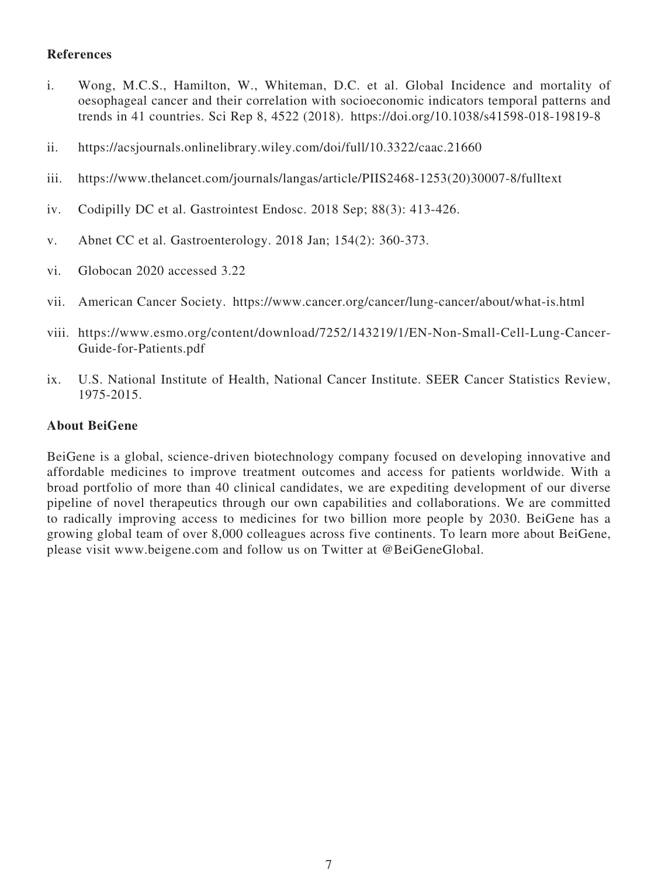**References**

i. Wong, M.C.S., Hamilton, W., Whiteman, D.C. et al. Global Incidence and mortality of oesophageal cancer and their correlation with socioeconomic indicators temporal patterns and trends in 41 countries. Sci Rep 8, 4522 (2018). https://doi.org/10.1038/s41598-018-19819-8

ii. https://acsjournals.onlinelibrary.wiley.com/doi/full/10.3322/caac.21660

iii. https://www.thelancet.com/journals/langas/article/PIIS2468-1253(20)30007-8/fulltext

iv. Codipilly DC et al. Gastrointest Endosc. 2018 Sep; 88(3): 413-426.

v. Abnet CC et al. Gastroenterology. 2018 Jan; 154(2): 360-373.

vi. Globocan 2020 accessed 3.22

vii. American Cancer Society. https://www.cancer.org/cancer/lung-cancer/about/what-is.html

viii. https://www.esmo.org/content/download/7252/143219/1/EN-Non-Small-Cell-Lung-Cancer-Guide-for-Patients.pdf

ix. U.S. National Institute of Health, National Cancer Institute. SEER Cancer Statistics Review, 1975-2015.

**About BeiGene**

BeiGene is a global, science-driven biotechnology company focused on developing innovative and affordable medicines to improve treatment outcomes and access for patients worldwide. With a broad portfolio of more than 40 clinical candidates, we are expediting development of our diverse pipeline of novel therapeutics through our own capabilities and collaborations. We are committed to radically improving access to medicines for two billion more people by 2030. BeiGene has a growing global team of over 8,000 colleagues across five continents. To learn more about BeiGene, please visit www.beigene.com and follow us on Twitter at @BeiGeneGlobal.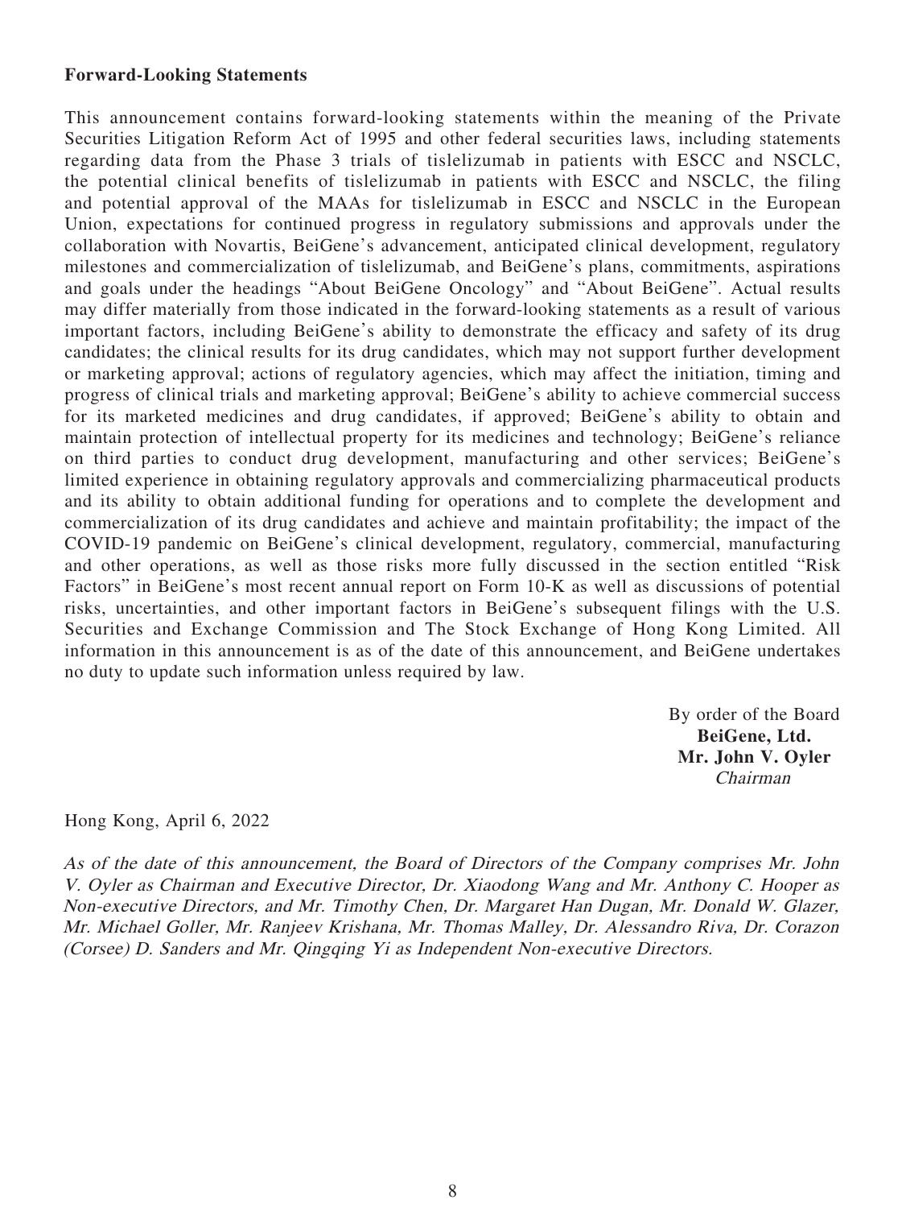**Forward-Looking Statements**

This announcement contains forward-looking statements within the meaning of the Private Securities Litigation Reform Act of 1995 and other federal securities laws, including statements regarding data from the Phase 3 trials of tislelizumab in patients with ESCC and NSCLC, the potential clinical benefits of tislelizumab in patients with ESCC and NSCLC, the filing and potential approval of the MAAs for tislelizumab in ESCC and NSCLC in the European Union, expectations for continued progress in regulatory submissions and approvals under the collaboration with Novartis, BeiGene's advancement, anticipated clinical development, regulatory milestones and commercialization of tislelizumab, and BeiGene's plans, commitments, aspirations and goals under the headings "About BeiGene Oncology" and "About BeiGene". Actual results may differ materially from those indicated in the forward-looking statements as a result of various important factors, including BeiGene's ability to demonstrate the efficacy and safety of its drug candidates; the clinical results for its drug candidates, which may not support further development or marketing approval; actions of regulatory agencies, which may affect the initiation, timing and progress of clinical trials and marketing approval; BeiGene's ability to achieve commercial success for its marketed medicines and drug candidates, if approved; BeiGene's ability to obtain and maintain protection of intellectual property for its medicines and technology; BeiGene's reliance on third parties to conduct drug development, manufacturing and other services; BeiGene's limited experience in obtaining regulatory approvals and commercializing pharmaceutical products and its ability to obtain additional funding for operations and to complete the development and commercialization of its drug candidates and achieve and maintain profitability; the impact of the COVID-19 pandemic on BeiGene's clinical development, regulatory, commercial, manufacturing and other operations, as well as those risks more fully discussed in the section entitled "Risk Factors" in BeiGene's most recent annual report on Form 10-K as well as discussions of potential risks, uncertainties, and other important factors in BeiGene's subsequent filings with the U.S. Securities and Exchange Commission and The Stock Exchange of Hong Kong Limited. All information in this announcement is as of the date of this announcement, and BeiGene undertakes no duty to update such information unless required by law.

By order of the Board
**BeiGene, Ltd.**
**Mr. John V. Oyler**
*Chairman*

Hong Kong, April 6, 2022

*As of the date of this announcement, the Board of Directors of the Company comprises Mr. John V. Oyler as Chairman and Executive Director, Dr. Xiaodong Wang and Mr. Anthony C. Hooper as Non-executive Directors, and Mr. Timothy Chen, Dr. Margaret Han Dugan, Mr. Donald W. Glazer, Mr. Michael Goller, Mr. Ranjeev Krishana, Mr. Thomas Malley, Dr. Alessandro Riva, Dr. Corazon (Corsee) D. Sanders and Mr. Qingqing Yi as Independent Non-executive Directors.*